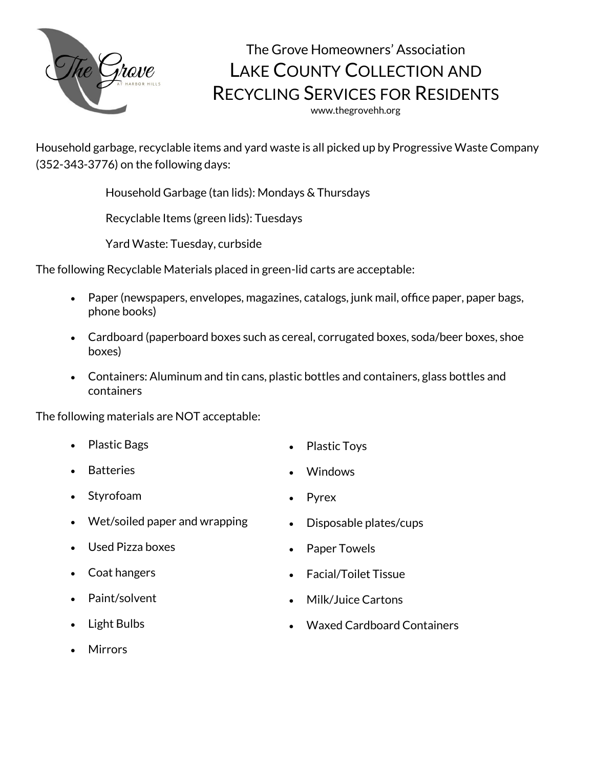The Grove Homeowners' Association

# Lake County Collection and Recycling Services for Residents

www.thegrovehh.org

Household garbage, recyclable items and yard waste is all picked up by Progressive Waste Company (352-343-3776) on the following days:

> Household Garbage (tan lids): Mondays & Thursdays
>
> Recyclable Items (green lids): Tuesdays
>
> Yard Waste: Tuesday, curbside

The following Recyclable Materials placed in green-lid carts are acceptable:

- Paper (newspapers, envelopes, magazines, catalogs, junk mail, office paper, paper bags, phone books)
- Cardboard (paperboard boxes such as cereal, corrugated boxes, soda/beer boxes, shoe boxes)
- Containers: Aluminum and tin cans, plastic bottles and containers, glass bottles and containers

The following materials are NOT acceptable:

- Plastic Bags
- Batteries
- Styrofoam
- Wet/soiled paper and wrapping
- Used Pizza boxes
- Coat hangers
- Paint/solvent
- Light Bulbs
- Mirrors
- Plastic Toys
- Windows
- Pyrex
- Disposable plates/cups
- Paper Towels
- Facial/Toilet Tissue
- Milk/Juice Cartons
- Waxed Cardboard Containers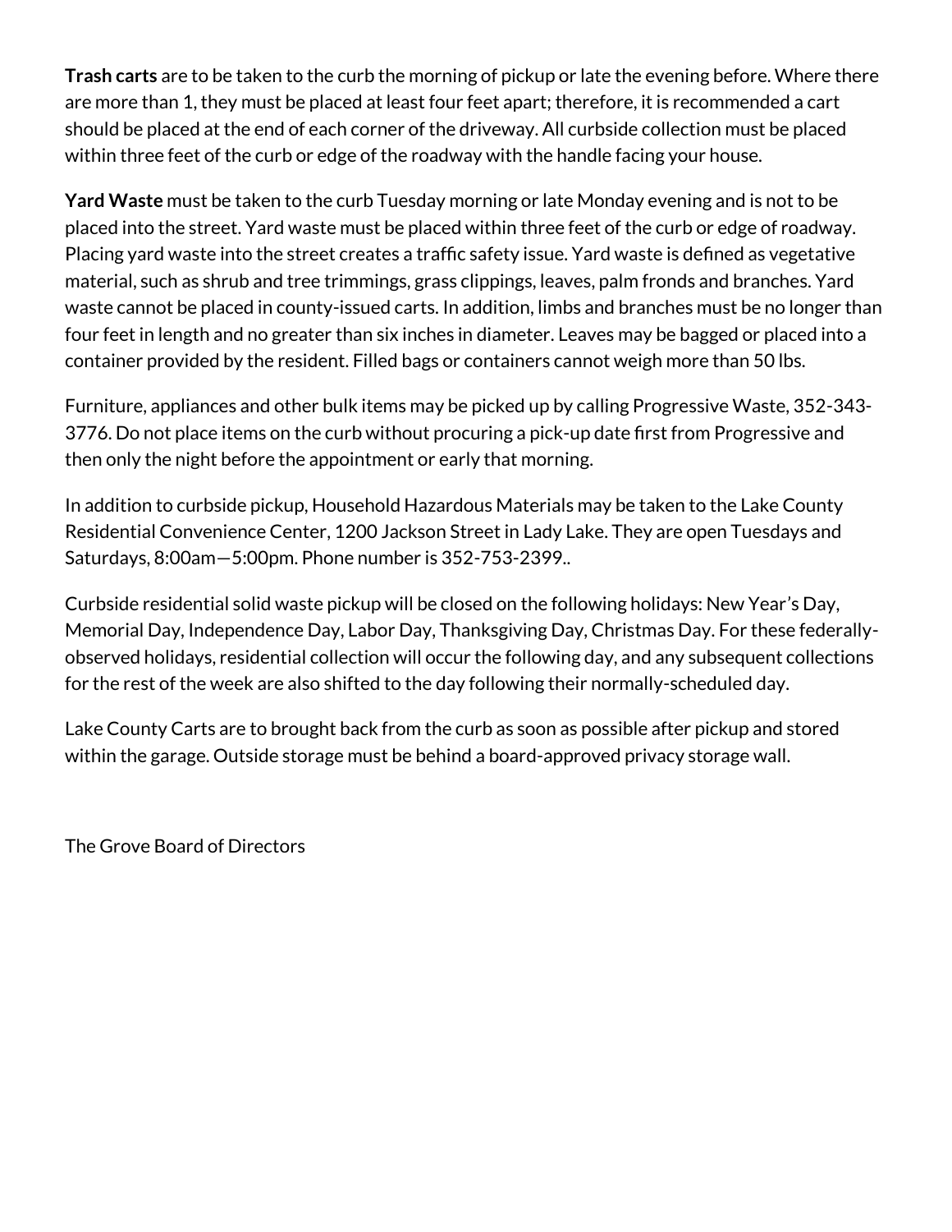**Trash carts** are to be taken to the curb the morning of pickup or late the evening before. Where there are more than 1, they must be placed at least four feet apart; therefore, it is recommended a cart should be placed at the end of each corner of the driveway. All curbside collection must be placed within three feet of the curb or edge of the roadway with the handle facing your house.

**Yard Waste** must be taken to the curb Tuesday morning or late Monday evening and is not to be placed into the street. Yard waste must be placed within three feet of the curb or edge of roadway. Placing yard waste into the street creates a traffic safety issue. Yard waste is defined as vegetative material, such as shrub and tree trimmings, grass clippings, leaves, palm fronds and branches. Yard waste cannot be placed in county-issued carts. In addition, limbs and branches must be no longer than four feet in length and no greater than six inches in diameter. Leaves may be bagged or placed into a container provided by the resident. Filled bags or containers cannot weigh more than 50 lbs.

Furniture, appliances and other bulk items may be picked up by calling Progressive Waste, 352-343-3776. Do not place items on the curb without procuring a pick-up date first from Progressive and then only the night before the appointment or early that morning.

In addition to curbside pickup, Household Hazardous Materials may be taken to the Lake County Residential Convenience Center, 1200 Jackson Street in Lady Lake. They are open Tuesdays and Saturdays, 8:00am—5:00pm. Phone number is 352-753-2399..

Curbside residential solid waste pickup will be closed on the following holidays: New Year's Day, Memorial Day, Independence Day, Labor Day, Thanksgiving Day, Christmas Day. For these federally-observed holidays, residential collection will occur the following day, and any subsequent collections for the rest of the week are also shifted to the day following their normally-scheduled day.

Lake County Carts are to brought back from the curb as soon as possible after pickup and stored within the garage. Outside storage must be behind a board-approved privacy storage wall.

The Grove Board of Directors